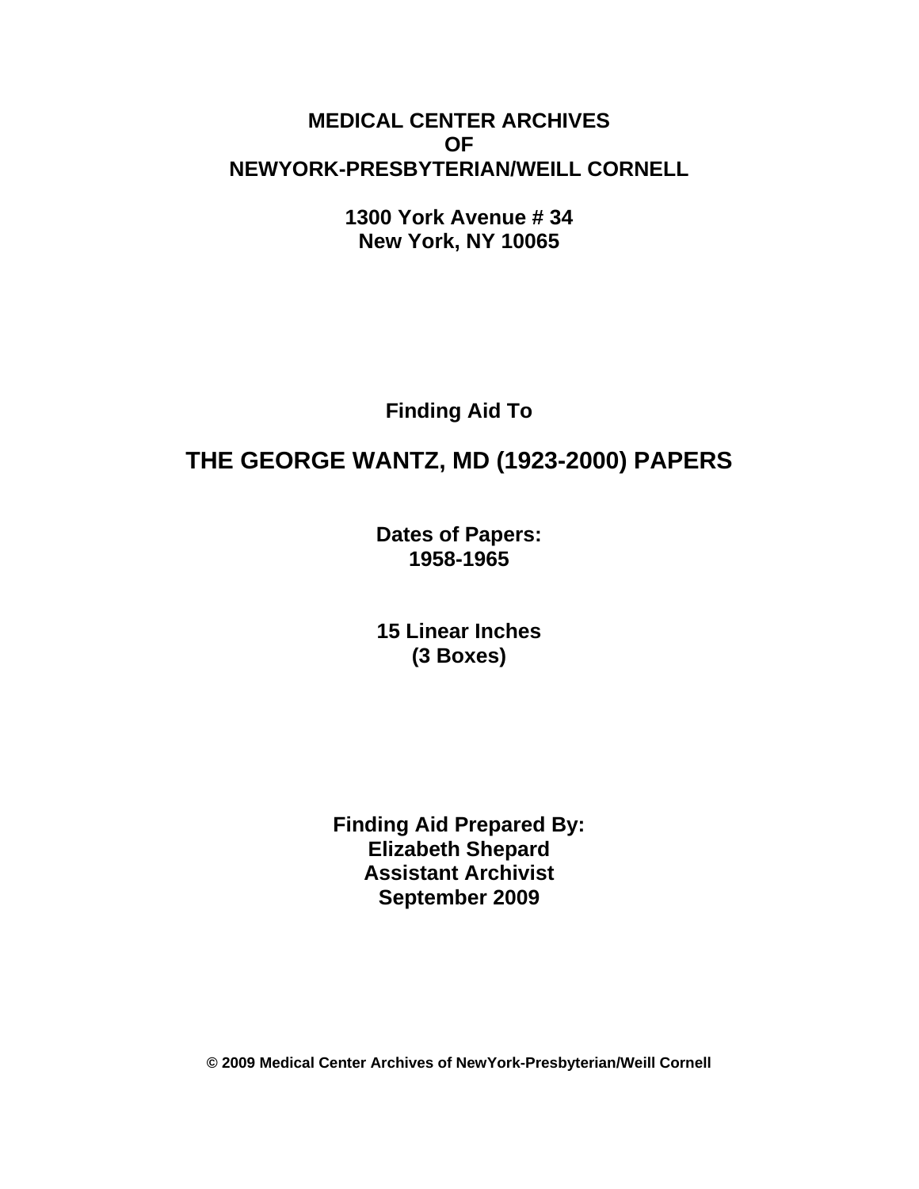**MEDICAL CENTER ARCHIVES**
**OF**
**NEWYORK-PRESBYTERIAN/WEILL CORNELL**

**1300 York Avenue # 34**
**New York, NY 10065**

**Finding Aid To**

# THE GEORGE WANTZ, MD (1923-2000) PAPERS

**Dates of Papers:**
**1958-1965**

**15 Linear Inches**
**(3 Boxes)**

**Finding Aid Prepared By:**
**Elizabeth Shepard**
**Assistant Archivist**
**September 2009**

**© 2009 Medical Center Archives of NewYork-Presbyterian/Weill Cornell**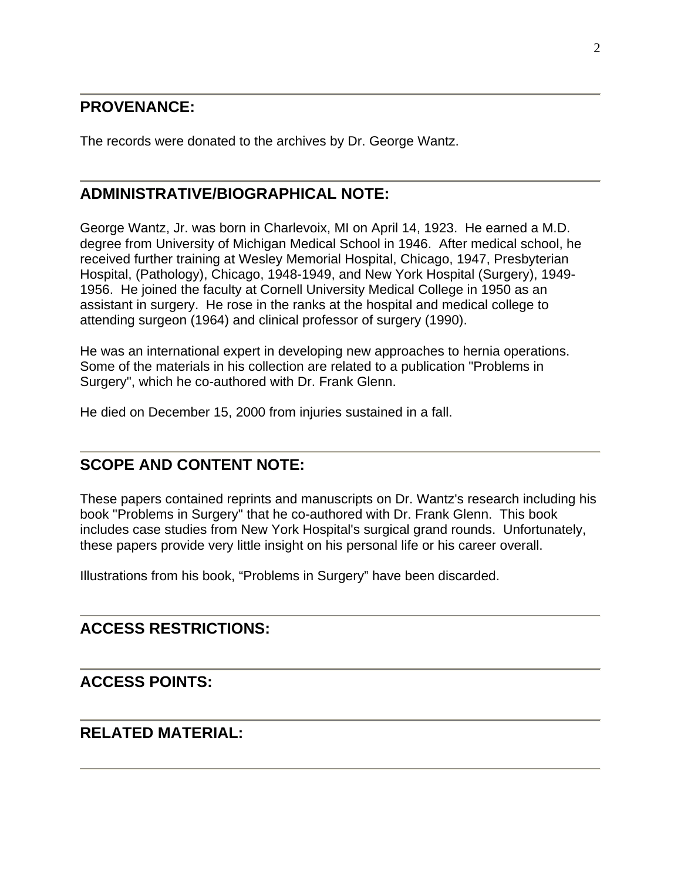## PROVENANCE:

The records were donated to the archives by Dr. George Wantz.

## ADMINISTRATIVE/BIOGRAPHICAL NOTE:

George Wantz, Jr. was born in Charlevoix, MI on April 14, 1923. He earned a M.D. degree from University of Michigan Medical School in 1946. After medical school, he received further training at Wesley Memorial Hospital, Chicago, 1947, Presbyterian Hospital, (Pathology), Chicago, 1948-1949, and New York Hospital (Surgery), 1949-1956. He joined the faculty at Cornell University Medical College in 1950 as an assistant in surgery. He rose in the ranks at the hospital and medical college to attending surgeon (1964) and clinical professor of surgery (1990).

He was an international expert in developing new approaches to hernia operations. Some of the materials in his collection are related to a publication "Problems in Surgery", which he co-authored with Dr. Frank Glenn.

He died on December 15, 2000 from injuries sustained in a fall.

## SCOPE AND CONTENT NOTE:

These papers contained reprints and manuscripts on Dr. Wantz's research including his book "Problems in Surgery" that he co-authored with Dr. Frank Glenn. This book includes case studies from New York Hospital's surgical grand rounds. Unfortunately, these papers provide very little insight on his personal life or his career overall.

Illustrations from his book, “Problems in Surgery” have been discarded.

## ACCESS RESTRICTIONS:

## ACCESS POINTS:

## RELATED MATERIAL: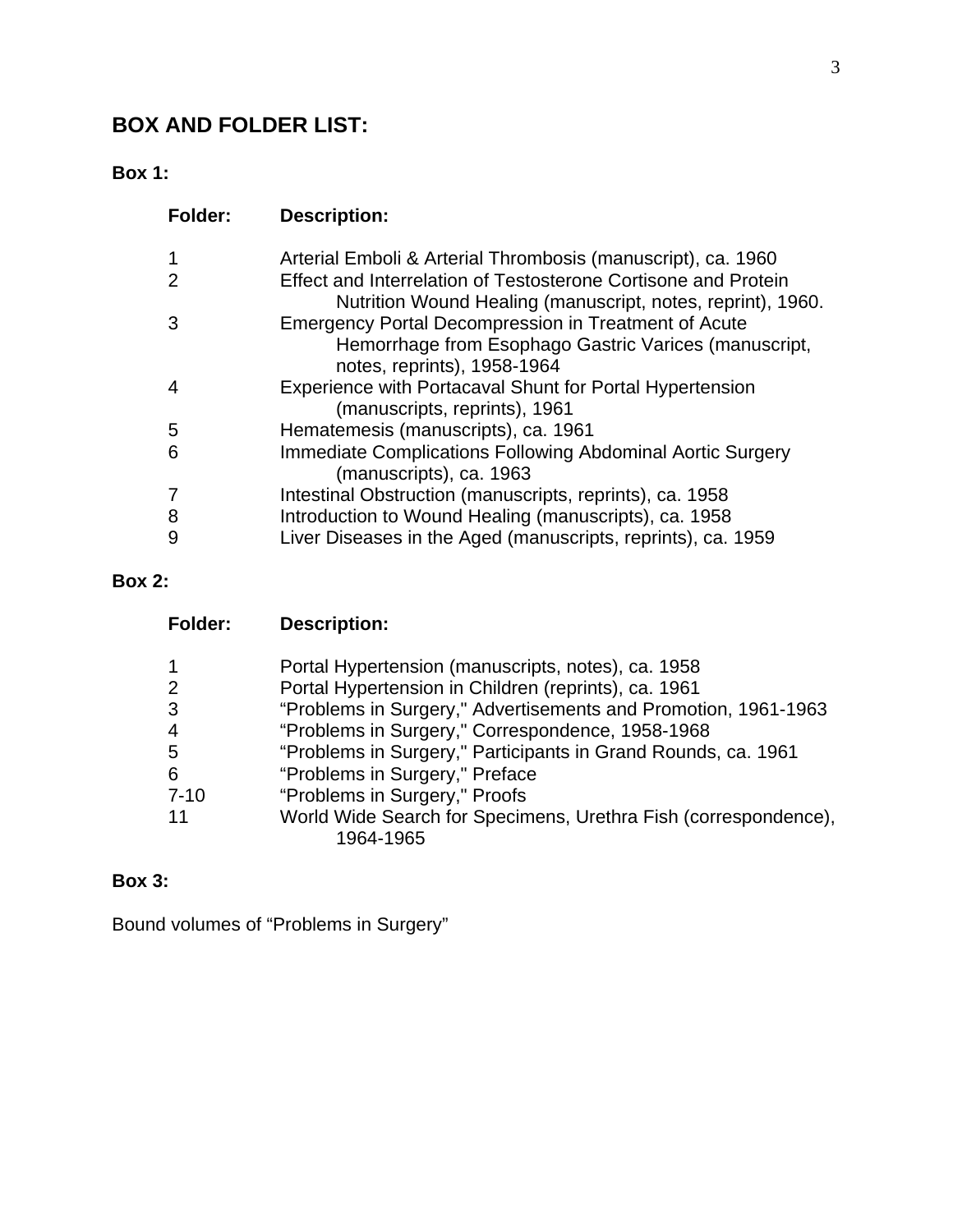## BOX AND FOLDER LIST:

**Box 1:**

| **Folder:** | **Description:** |
|---|---|
| 1 | Arterial Emboli & Arterial Thrombosis (manuscript), ca. 1960 |
| 2 | Effect and Interrelation of Testosterone Cortisone and Protein Nutrition Wound Healing (manuscript, notes, reprint), 1960. |
| 3 | Emergency Portal Decompression in Treatment of Acute Hemorrhage from Esophago Gastric Varices (manuscript, notes, reprints), 1958-1964 |
| 4 | Experience with Portacaval Shunt for Portal Hypertension (manuscripts, reprints), 1961 |
| 5 | Hematemesis (manuscripts), ca. 1961 |
| 6 | Immediate Complications Following Abdominal Aortic Surgery (manuscripts), ca. 1963 |
| 7 | Intestinal Obstruction (manuscripts, reprints), ca. 1958 |
| 8 | Introduction to Wound Healing (manuscripts), ca. 1958 |
| 9 | Liver Diseases in the Aged (manuscripts, reprints), ca. 1959 |

**Box 2:**

| **Folder:** | **Description:** |
|---|---|
| 1 | Portal Hypertension (manuscripts, notes), ca. 1958 |
| 2 | Portal Hypertension in Children (reprints), ca. 1961 |
| 3 | "Problems in Surgery," Advertisements and Promotion, 1961-1963 |
| 4 | "Problems in Surgery," Correspondence, 1958-1968 |
| 5 | "Problems in Surgery," Participants in Grand Rounds, ca. 1961 |
| 6 | "Problems in Surgery," Preface |
| 7-10 | "Problems in Surgery," Proofs |
| 11 | World Wide Search for Specimens, Urethra Fish (correspondence), 1964-1965 |

**Box 3:**

Bound volumes of "Problems in Surgery"